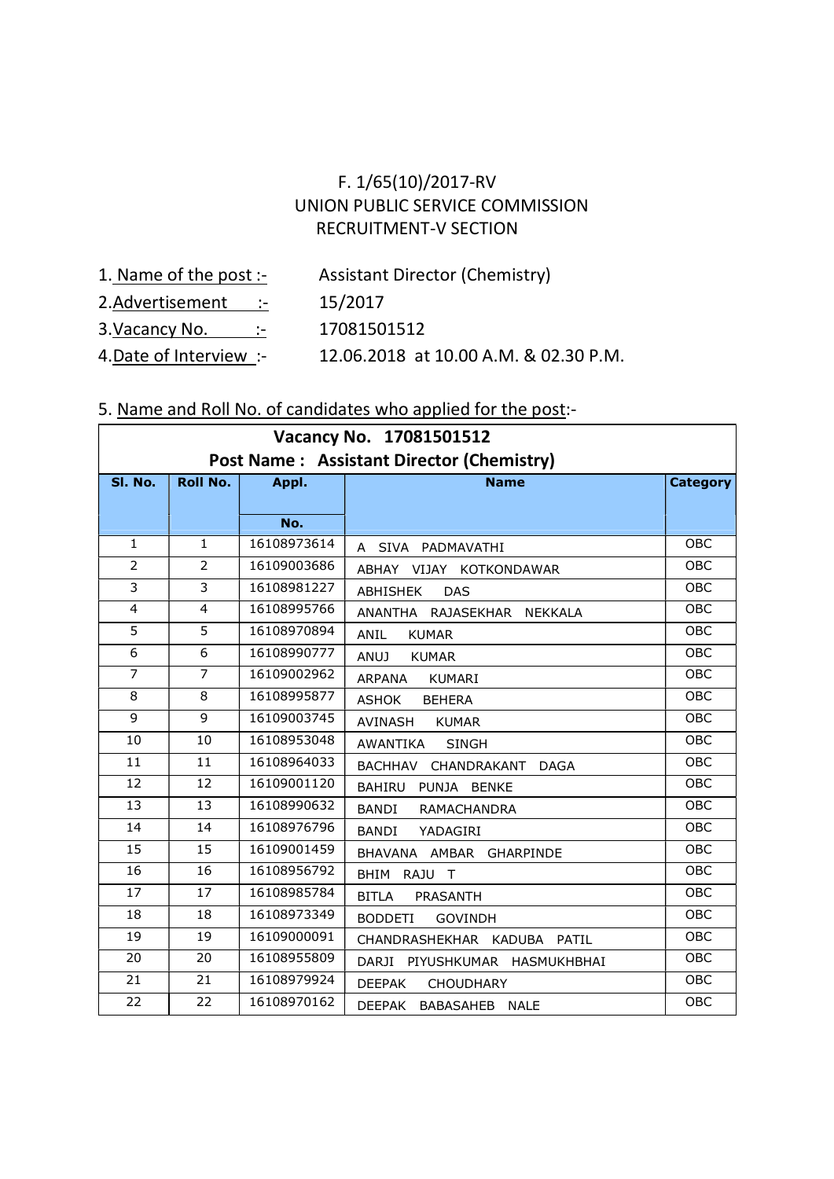F. 1/65(10)/2017-RV
UNION PUBLIC SERVICE COMMISSION
RECRUITMENT-V SECTION

1. Name of the post :- Assistant Director (Chemistry)
2. Advertisement :- 15/2017
3. Vacancy No. :- 17081501512
4. Date of Interview :- 12.06.2018 at 10.00 A.M. & 02.30 P.M.

5. Name and Roll No. of candidates who applied for the post:-

**Vacancy No. 17081501512**
**Post Name : Assistant Director (Chemistry)**

| Sl. No. | Roll No. | Appl. No. | Name | Category |
|---|---|---|---|---|
| 1 | 1 | 16108973614 | A SIVA PADMAVATHI | OBC |
| 2 | 2 | 16109003686 | ABHAY VIJAY KOTKONDAWAR | OBC |
| 3 | 3 | 16108981227 | ABHISHEK DAS | OBC |
| 4 | 4 | 16108995766 | ANANTHA RAJASEKHAR NEKKALA | OBC |
| 5 | 5 | 16108970894 | ANIL KUMAR | OBC |
| 6 | 6 | 16108990777 | ANUJ KUMAR | OBC |
| 7 | 7 | 16109002962 | ARPANA KUMARI | OBC |
| 8 | 8 | 16108995877 | ASHOK BEHERA | OBC |
| 9 | 9 | 16109003745 | AVINASH KUMAR | OBC |
| 10 | 10 | 16108953048 | AWANTIKA SINGH | OBC |
| 11 | 11 | 16108964033 | BACHHAV CHANDRAKANT DAGA | OBC |
| 12 | 12 | 16109001120 | BAHIRU PUNJA BENKE | OBC |
| 13 | 13 | 16108990632 | BANDI RAMACHANDRA | OBC |
| 14 | 14 | 16108976796 | BANDI YADAGIRI | OBC |
| 15 | 15 | 16109001459 | BHAVANA AMBAR GHARPINDE | OBC |
| 16 | 16 | 16108956792 | BHIM RAJU T | OBC |
| 17 | 17 | 16108985784 | BITLA PRASANTH | OBC |
| 18 | 18 | 16108973349 | BODDETI GOVINDH | OBC |
| 19 | 19 | 16109000091 | CHANDRASHEKHAR KADUBA PATIL | OBC |
| 20 | 20 | 16108955809 | DARJI PIYUSHKUMAR HASMUKHBHAI | OBC |
| 21 | 21 | 16108979924 | DEEPAK CHOUDHARY | OBC |
| 22 | 22 | 16108970162 | DEEPAK BABASAHEB NALE | OBC |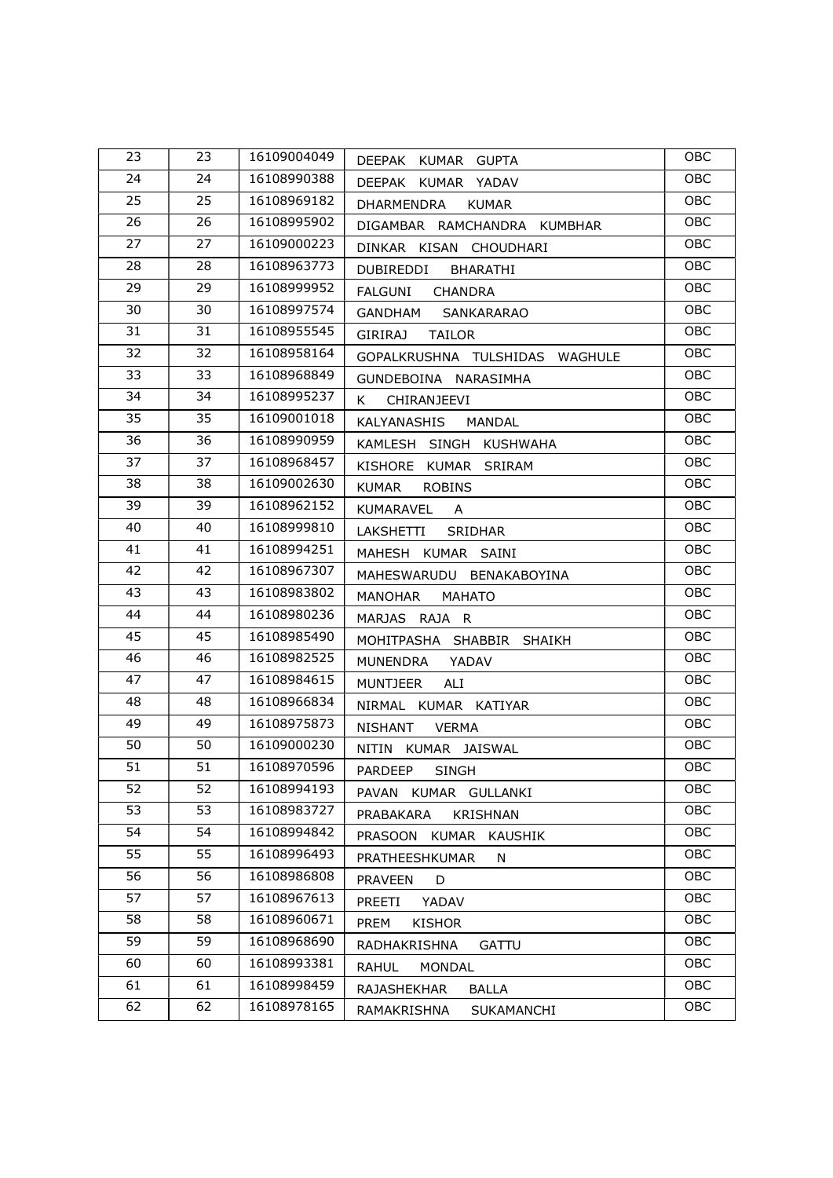| 23 | 23 | 16109004049 | DEEPAK KUMAR GUPTA | OBC |
|---|---|---|---|---|
| 24 | 24 | 16108990388 | DEEPAK KUMAR YADAV | OBC |
| 25 | 25 | 16108969182 | DHARMENDRA KUMAR | OBC |
| 26 | 26 | 16108995902 | DIGAMBAR RAMCHANDRA KUMBHAR | OBC |
| 27 | 27 | 16109000223 | DINKAR KISAN CHOUDHARI | OBC |
| 28 | 28 | 16108963773 | DUBIREDDI BHARATHI | OBC |
| 29 | 29 | 16108999952 | FALGUNI CHANDRA | OBC |
| 30 | 30 | 16108997574 | GANDHAM SANKARARAO | OBC |
| 31 | 31 | 16108955545 | GIRIRAJ TAILOR | OBC |
| 32 | 32 | 16108958164 | GOPALKRUSHNA TULSHIDAS WAGHULE | OBC |
| 33 | 33 | 16108968849 | GUNDEBOINA NARASIMHA | OBC |
| 34 | 34 | 16108995237 | K CHIRANJEEVI | OBC |
| 35 | 35 | 16109001018 | KALYANASHIS MANDAL | OBC |
| 36 | 36 | 16108990959 | KAMLESH SINGH KUSHWAHA | OBC |
| 37 | 37 | 16108968457 | KISHORE KUMAR SRIRAM | OBC |
| 38 | 38 | 16109002630 | KUMAR ROBINS | OBC |
| 39 | 39 | 16108962152 | KUMARAVEL A | OBC |
| 40 | 40 | 16108999810 | LAKSHETTI SRIDHAR | OBC |
| 41 | 41 | 16108994251 | MAHESH KUMAR SAINI | OBC |
| 42 | 42 | 16108967307 | MAHESWARUDU BENAKABOYINA | OBC |
| 43 | 43 | 16108983802 | MANOHAR MAHATO | OBC |
| 44 | 44 | 16108980236 | MARJAS RAJA R | OBC |
| 45 | 45 | 16108985490 | MOHITPASHA SHABBIR SHAIKH | OBC |
| 46 | 46 | 16108982525 | MUNENDRA YADAV | OBC |
| 47 | 47 | 16108984615 | MUNTJEER ALI | OBC |
| 48 | 48 | 16108966834 | NIRMAL KUMAR KATIYAR | OBC |
| 49 | 49 | 16108975873 | NISHANT VERMA | OBC |
| 50 | 50 | 16109000230 | NITIN KUMAR JAISWAL | OBC |
| 51 | 51 | 16108970596 | PARDEEP SINGH | OBC |
| 52 | 52 | 16108994193 | PAVAN KUMAR GULLANKI | OBC |
| 53 | 53 | 16108983727 | PRABAKARA KRISHNAN | OBC |
| 54 | 54 | 16108994842 | PRASOON KUMAR KAUSHIK | OBC |
| 55 | 55 | 16108996493 | PRATHEESHKUMAR N | OBC |
| 56 | 56 | 16108986808 | PRAVEEN D | OBC |
| 57 | 57 | 16108967613 | PREETI YADAV | OBC |
| 58 | 58 | 16108960671 | PREM KISHOR | OBC |
| 59 | 59 | 16108968690 | RADHAKRISHNA GATTU | OBC |
| 60 | 60 | 16108993381 | RAHUL MONDAL | OBC |
| 61 | 61 | 16108998459 | RAJASHEKHAR BALLA | OBC |
| 62 | 62 | 16108978165 | RAMAKRISHNA SUKAMANCHI | OBC |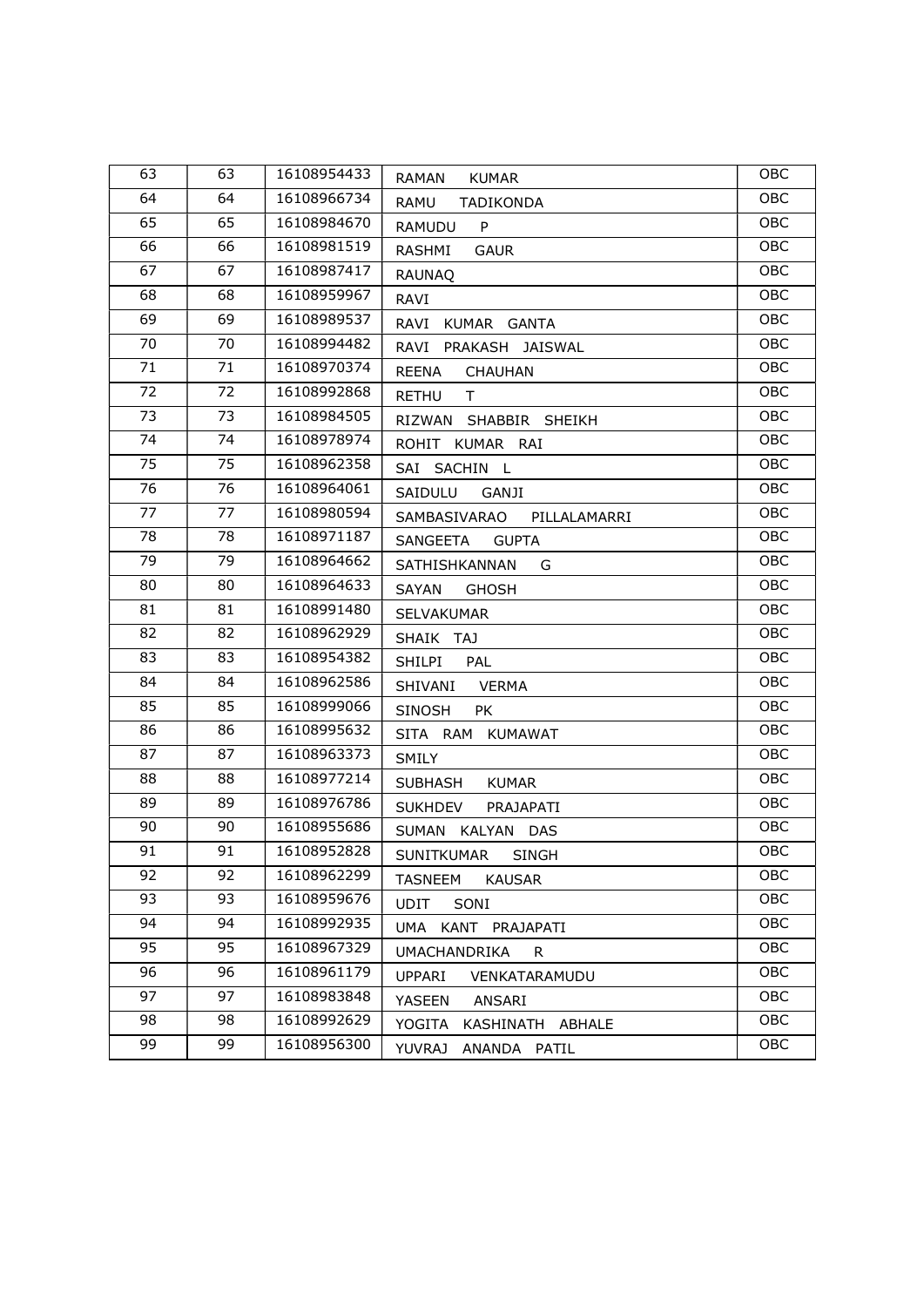| 63 | 63 | 16108954433 | RAMAN KUMAR | OBC |
|---|---|---|---|---|
| 64 | 64 | 16108966734 | RAMU TADIKONDA | OBC |
| 65 | 65 | 16108984670 | RAMUDU P | OBC |
| 66 | 66 | 16108981519 | RASHMI GAUR | OBC |
| 67 | 67 | 16108987417 | RAUNAQ | OBC |
| 68 | 68 | 16108959967 | RAVI | OBC |
| 69 | 69 | 16108989537 | RAVI KUMAR GANTA | OBC |
| 70 | 70 | 16108994482 | RAVI PRAKASH JAISWAL | OBC |
| 71 | 71 | 16108970374 | REENA CHAUHAN | OBC |
| 72 | 72 | 16108992868 | RETHU T | OBC |
| 73 | 73 | 16108984505 | RIZWAN SHABBIR SHEIKH | OBC |
| 74 | 74 | 16108978974 | ROHIT KUMAR RAI | OBC |
| 75 | 75 | 16108962358 | SAI SACHIN L | OBC |
| 76 | 76 | 16108964061 | SAIDULU GANJI | OBC |
| 77 | 77 | 16108980594 | SAMBASIVARAO PILLALAMARRI | OBC |
| 78 | 78 | 16108971187 | SANGEETA GUPTA | OBC |
| 79 | 79 | 16108964662 | SATHISHKANNAN G | OBC |
| 80 | 80 | 16108964633 | SAYAN GHOSH | OBC |
| 81 | 81 | 16108991480 | SELVAKUMAR | OBC |
| 82 | 82 | 16108962929 | SHAIK TAJ | OBC |
| 83 | 83 | 16108954382 | SHILPI PAL | OBC |
| 84 | 84 | 16108962586 | SHIVANI VERMA | OBC |
| 85 | 85 | 16108999066 | SINOSH PK | OBC |
| 86 | 86 | 16108995632 | SITA RAM KUMAWAT | OBC |
| 87 | 87 | 16108963373 | SMILY | OBC |
| 88 | 88 | 16108977214 | SUBHASH KUMAR | OBC |
| 89 | 89 | 16108976786 | SUKHDEV PRAJAPATI | OBC |
| 90 | 90 | 16108955686 | SUMAN KALYAN DAS | OBC |
| 91 | 91 | 16108952828 | SUNITKUMAR SINGH | OBC |
| 92 | 92 | 16108962299 | TASNEEM KAUSAR | OBC |
| 93 | 93 | 16108959676 | UDIT SONI | OBC |
| 94 | 94 | 16108992935 | UMA KANT PRAJAPATI | OBC |
| 95 | 95 | 16108967329 | UMACHANDRIKA R | OBC |
| 96 | 96 | 16108961179 | UPPARI VENKATARAMUDU | OBC |
| 97 | 97 | 16108983848 | YASEEN ANSARI | OBC |
| 98 | 98 | 16108992629 | YOGITA KASHINATH ABHALE | OBC |
| 99 | 99 | 16108956300 | YUVRAJ ANANDA PATIL | OBC |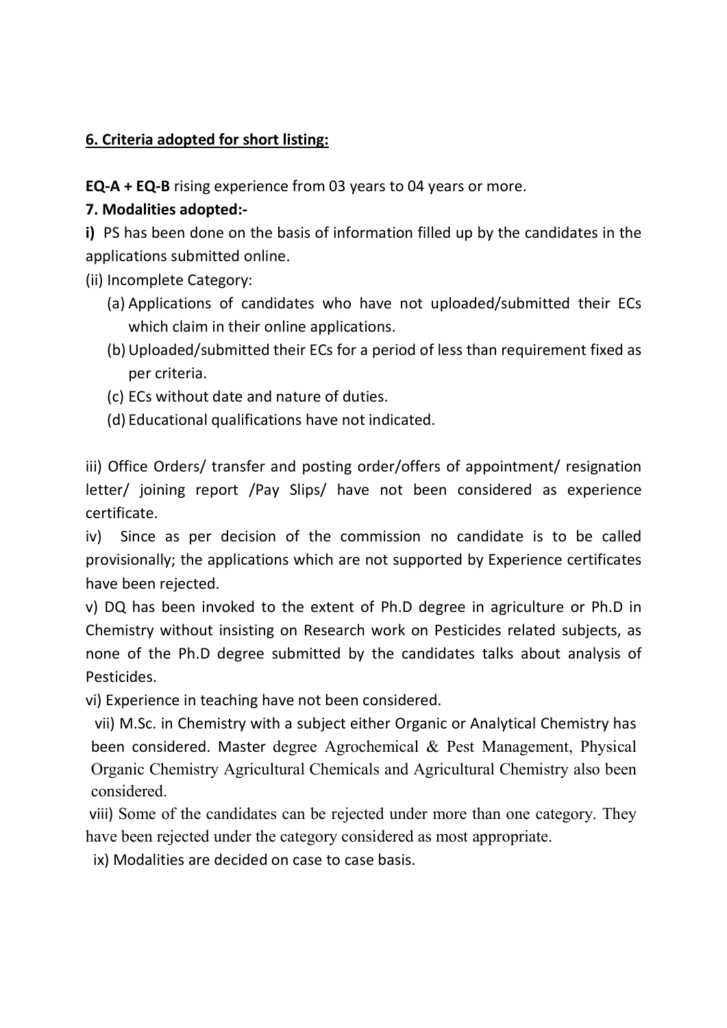**6. Criteria adopted for short listing:**

**EQ-A + EQ-B** rising experience from 03 years to 04 years or more.

**7. Modalities adopted:-**

**i)** PS has been done on the basis of information filled up by the candidates in the applications submitted online.

(ii) Incomplete Category:

(a) Applications of candidates who have not uploaded/submitted their ECs which claim in their online applications.

(b) Uploaded/submitted their ECs for a period of less than requirement fixed as per criteria.

(c) ECs without date and nature of duties.

(d) Educational qualifications have not indicated.

iii) Office Orders/ transfer and posting order/offers of appointment/ resignation letter/ joining report /Pay Slips/ have not been considered as experience certificate.

iv) Since as per decision of the commission no candidate is to be called provisionally; the applications which are not supported by Experience certificates have been rejected.

v) DQ has been invoked to the extent of Ph.D degree in agriculture or Ph.D in Chemistry without insisting on Research work on Pesticides related subjects, as none of the Ph.D degree submitted by the candidates talks about analysis of Pesticides.

vi) Experience in teaching have not been considered.

vii) M.Sc. in Chemistry with a subject either Organic or Analytical Chemistry has been considered. Master degree Agrochemical & Pest Management, Physical Organic Chemistry Agricultural Chemicals and Agricultural Chemistry also been considered.

viii) Some of the candidates can be rejected under more than one category. They have been rejected under the category considered as most appropriate.

ix) Modalities are decided on case to case basis.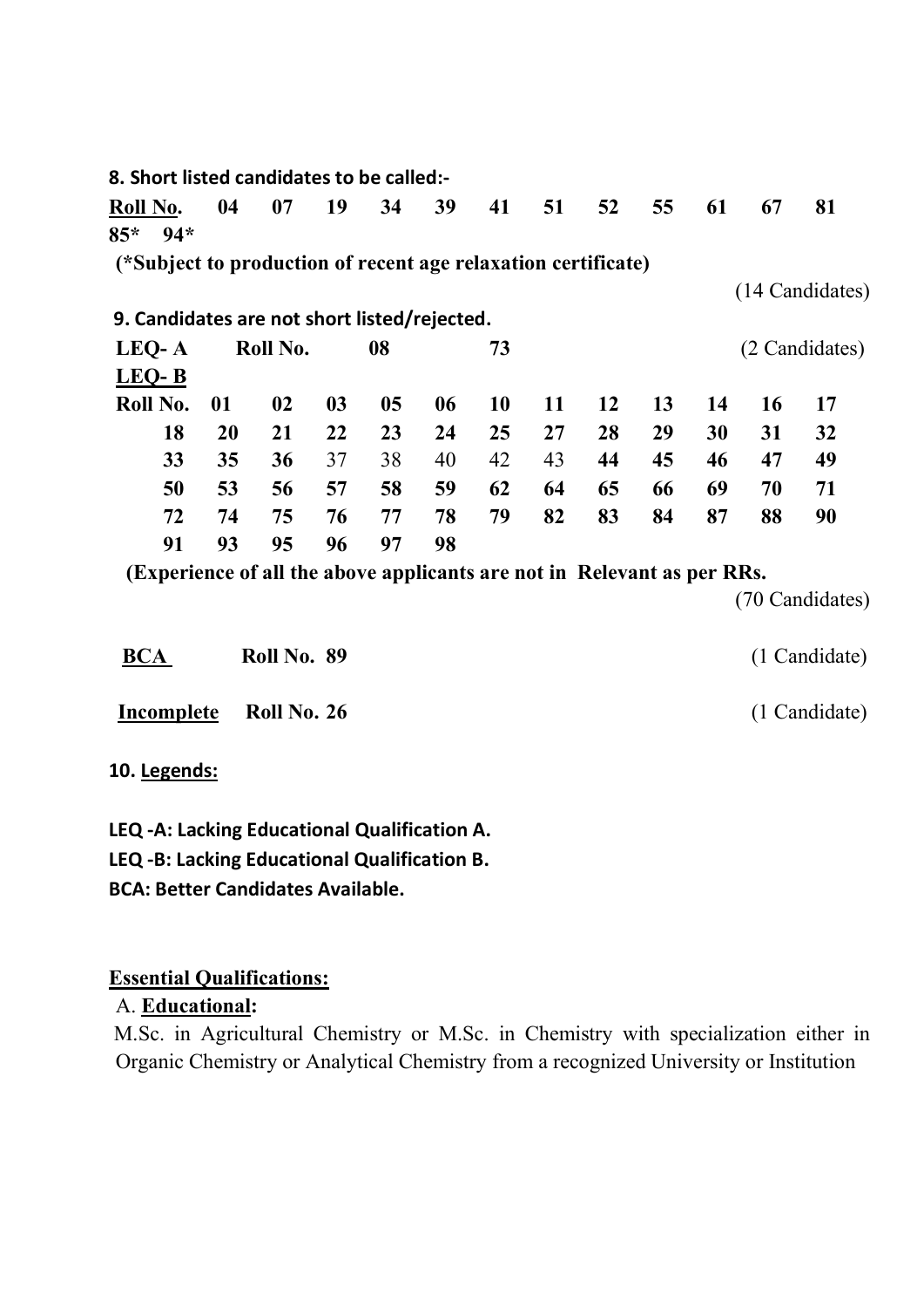**8. Short listed candidates to be called:-**

**Roll No.** **04 07 19 34 39 41 51 52 55 61 67 81 85* 94***

**(*Subject to production of recent age relaxation certificate)**

(14 Candidates)

**9. Candidates are not short listed/rejected.**

**LEQ- A** **Roll No. 08 73** (2 Candidates)

**LEQ- B**

**Roll No.** **01 02 03 05 06 10 11 12 13 14 16 17 18 20 21 22 23 24 25 27 28 29 30 31 32 33 35 36** 37 38 40 42 43 **44 45 46 47 49 50 53 56 57 58 59 62 64 65 66 69 70 71 72 74 75 76 77 78 79 82 83 84 87 88 90 91 93 95 96 97 98**

**(Experience of all the above applicants are not in Relevant as per RRs.**

(70 Candidates)

**BCA** **Roll No. 89** (1 Candidate)

**Incomplete** **Roll No. 26** (1 Candidate)

**10. Legends:**

**LEQ -A: Lacking Educational Qualification A.**
**LEQ -B: Lacking Educational Qualification B.**
**BCA: Better Candidates Available.**

**Essential Qualifications:**

A. **Educational:**

M.Sc. in Agricultural Chemistry or M.Sc. in Chemistry with specialization either in Organic Chemistry or Analytical Chemistry from a recognized University or Institution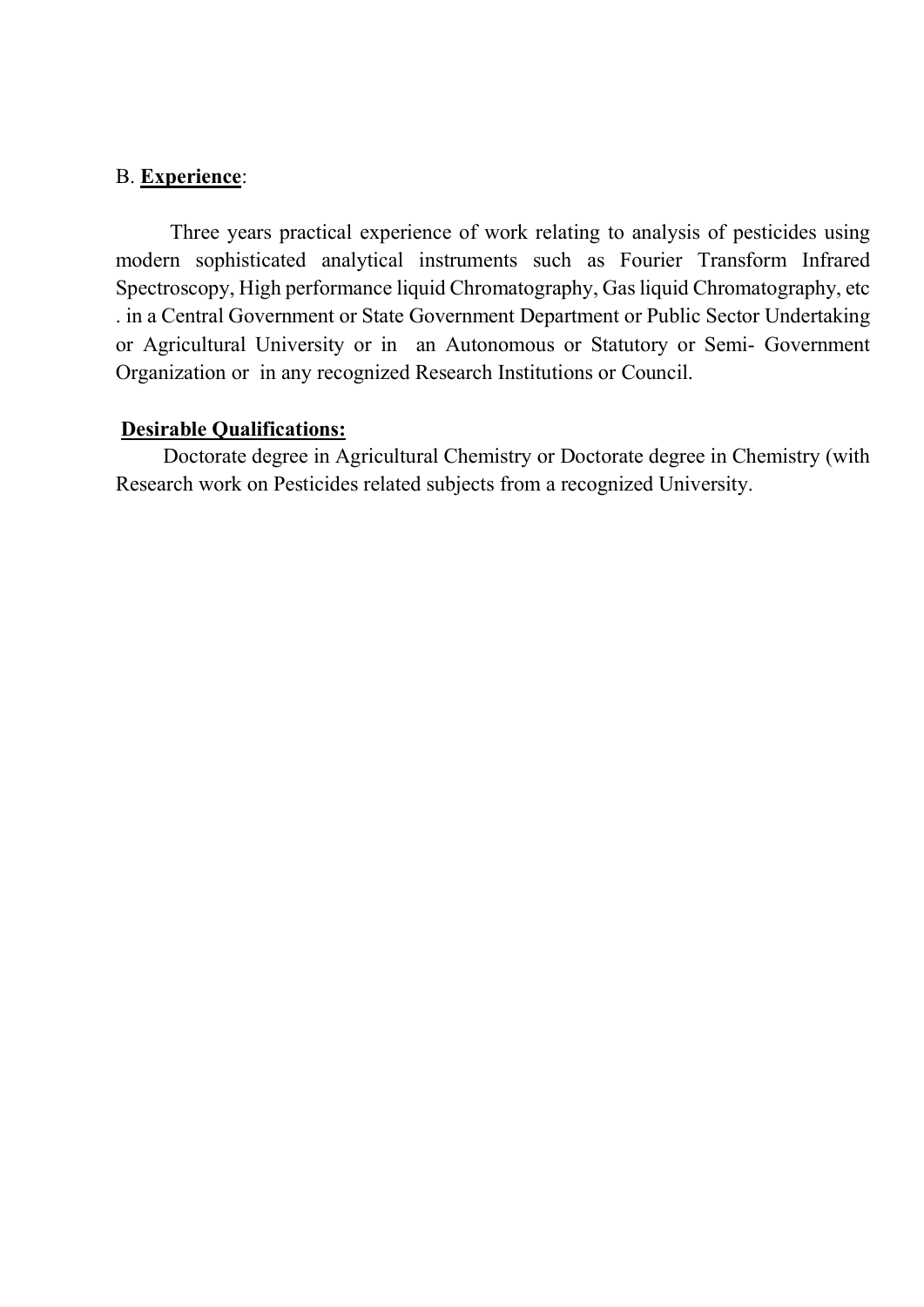B. **Experience**:

Three years practical experience of work relating to analysis of pesticides using modern sophisticated analytical instruments such as Fourier Transform Infrared Spectroscopy, High performance liquid Chromatography, Gas liquid Chromatography, etc . in a Central Government or State Government Department or Public Sector Undertaking or Agricultural University or in an Autonomous or Statutory or Semi- Government Organization or in any recognized Research Institutions or Council.

**Desirable Qualifications:**

Doctorate degree in Agricultural Chemistry or Doctorate degree in Chemistry (with Research work on Pesticides related subjects from a recognized University.